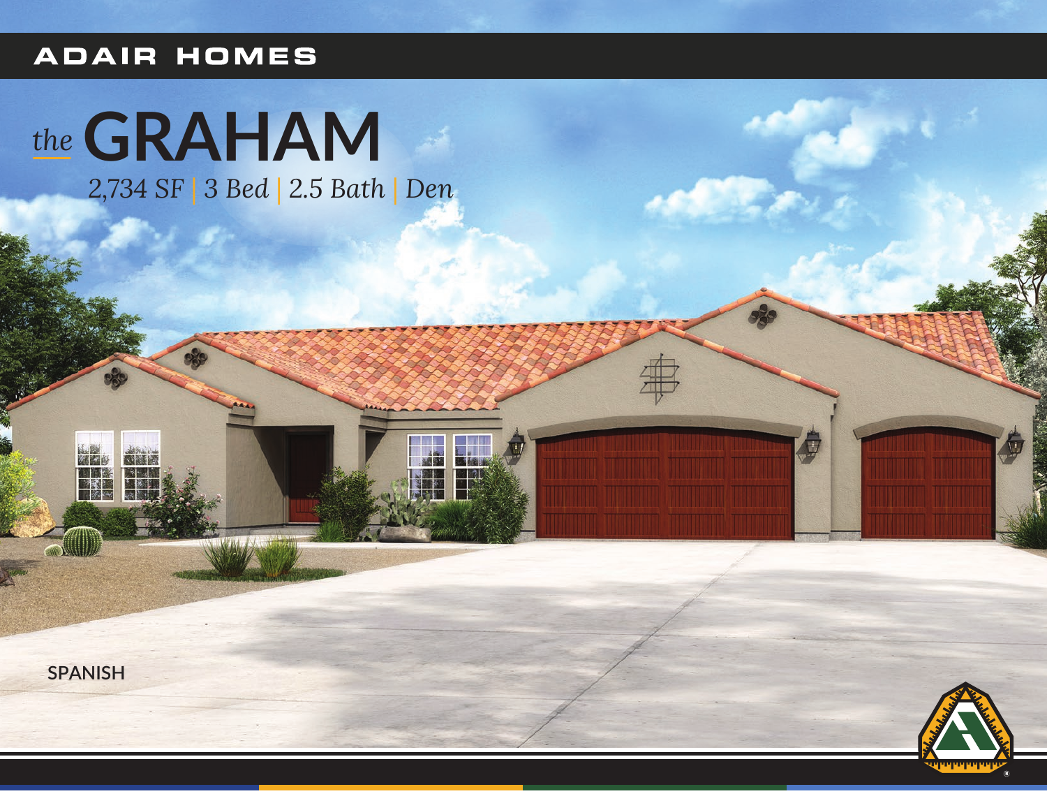ADAIR HOMES

# *the* GRAHAM

*2,734 SF | 3 Bed | 2.5 Bath | Den*

SPANISH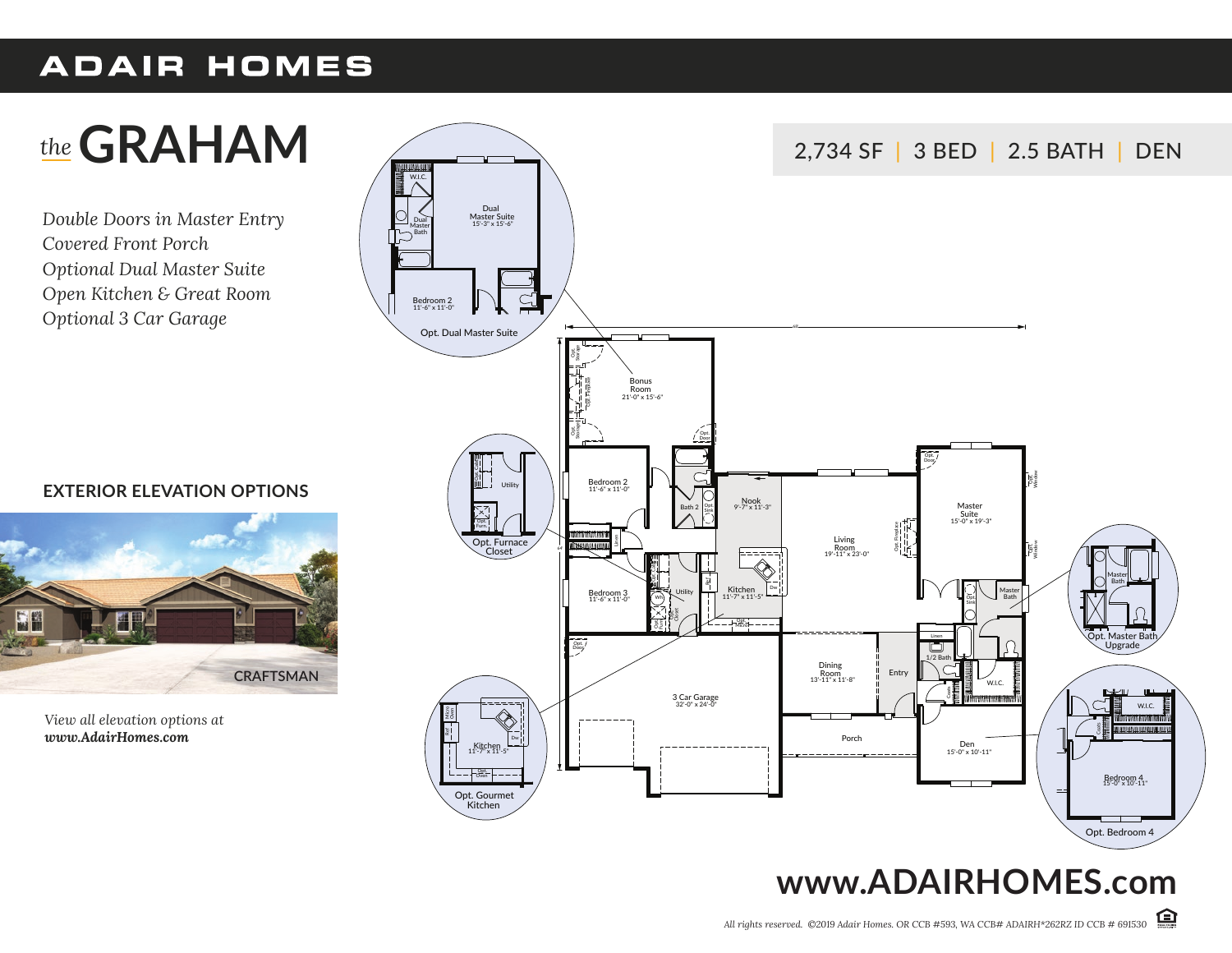# ADAIR HOMES

# *the* GRAHAM

2,734 SF | 3 BED | 2.5 BATH | DEN

*Double Doors in Master Entry*
*Covered Front Porch*
*Optional Dual Master Suite*
*Open Kitchen & Great Room*
*Optional 3 Car Garage*

## EXTERIOR ELEVATION OPTIONS

CRAFTSMAN

*View all elevation options at*
***www.AdairHomes.com***

Opt. Dual Master Suite
W.I.C.
Dual Master Suite 15'-3" x 15'-6"
Dual Master Bath
Bedroom 2 11'-6" x 11'-0"

Bonus Room 21'-0" x 15'-6"
Opt. Storage
Opt. Fireplace
Opt. Door

Opt. Furnace Closet
Utility

Bedroom 2 11'-6" x 11'-0"
Bath 2
Opt. Sink
Linen
Nook 9'-7" x 11'-3"
Living Room 19'-11" x 23'-0"
Opt. Fireplace
Master Suite 15'-0" x 19'-3"
Opt. Window
Opt. Door
Master Bath
Opt. Sink

Opt. Master Bath Upgrade
Master Bath

Bedroom 3 11'-6" x 11'-0"
Utility
WH
Kitchen 11'-7" x 11'-5"
Ref
DW
Opt. Micro

Opt. Gourmet Kitchen
Kitchen 11'-7" x 11'-5"
Micro Oven
Ref
DW
Opt. Oven

3 Car Garage 32'-0" x 24'-0"
Opt. Door

Dining Room 13'-11" x 11'-8"
Entry
Linen
1/2 Bath
Coats
W.I.C.
Porch
Den 15'-0" x 10'-11"

Opt. Bedroom 4
W.I.C.
Coats
Bedroom 4 15'-0" x 10'-11"

# www.ADAIRHOMES.com

*All rights reserved. ©2019 Adair Homes. OR CCB #593, WA CCB# ADAIRH*262RZ ID CCB # 691530*